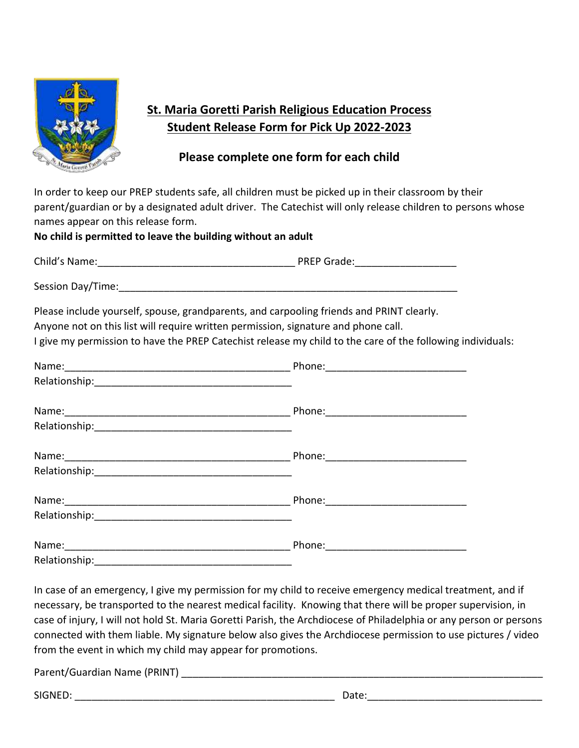## St. Maria Goretti Parish Religious Education Process
## Student Release Form for Pick Up 2022-2023

### Please complete one form for each child

In order to keep our PREP students safe, all children must be picked up in their classroom by their parent/guardian or by a designated adult driver. The Catechist will only release children to persons whose names appear on this release form.

**No child is permitted to leave the building without an adult**

Child's Name:___________________________________ PREP Grade:_________________

Session Day/Time:____________________________________________________________

Please include yourself, spouse, grandparents, and carpooling friends and PRINT clearly.
Anyone not on this list will require written permission, signature and phone call.
I give my permission to have the PREP Catechist release my child to the care of the following individuals:

Name:_________________________________________ Phone:_________________________
Relationship:___________________________________

Name:_________________________________________ Phone:_________________________
Relationship:___________________________________

Name:_________________________________________ Phone:_________________________
Relationship:___________________________________

Name:_________________________________________ Phone:_________________________
Relationship:___________________________________

Name:_________________________________________ Phone:_________________________
Relationship:___________________________________

In case of an emergency, I give my permission for my child to receive emergency medical treatment, and if necessary, be transported to the nearest medical facility. Knowing that there will be proper supervision, in case of injury, I will not hold St. Maria Goretti Parish, the Archdiocese of Philadelphia or any person or persons connected with them liable. My signature below also gives the Archdiocese permission to use pictures / video from the event in which my child may appear for promotions.

Parent/Guardian Name (PRINT) ________________________________________________________________

SIGNED: _______________________________________________ Date:______________________________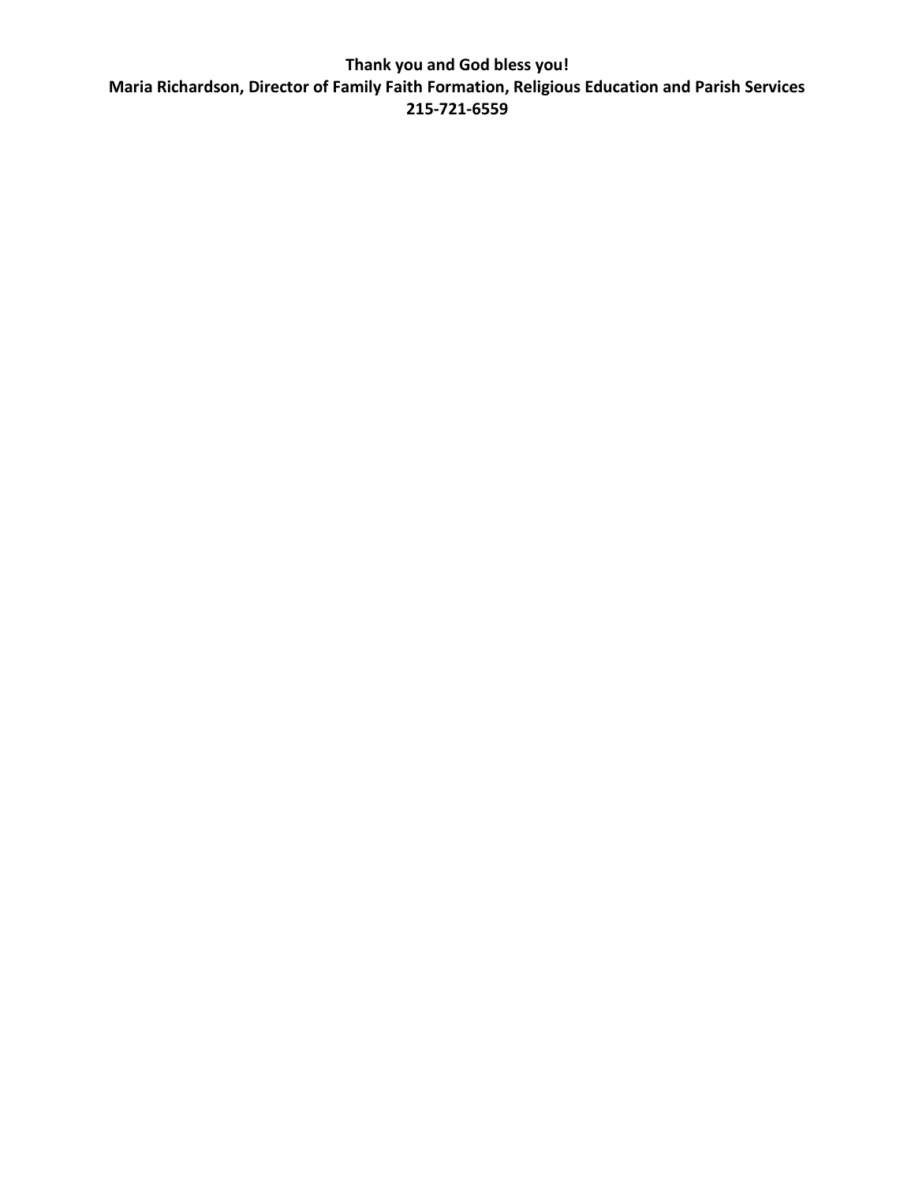**Thank you and God bless you!**
**Maria Richardson, Director of Family Faith Formation, Religious Education and Parish Services**
**215-721-6559**